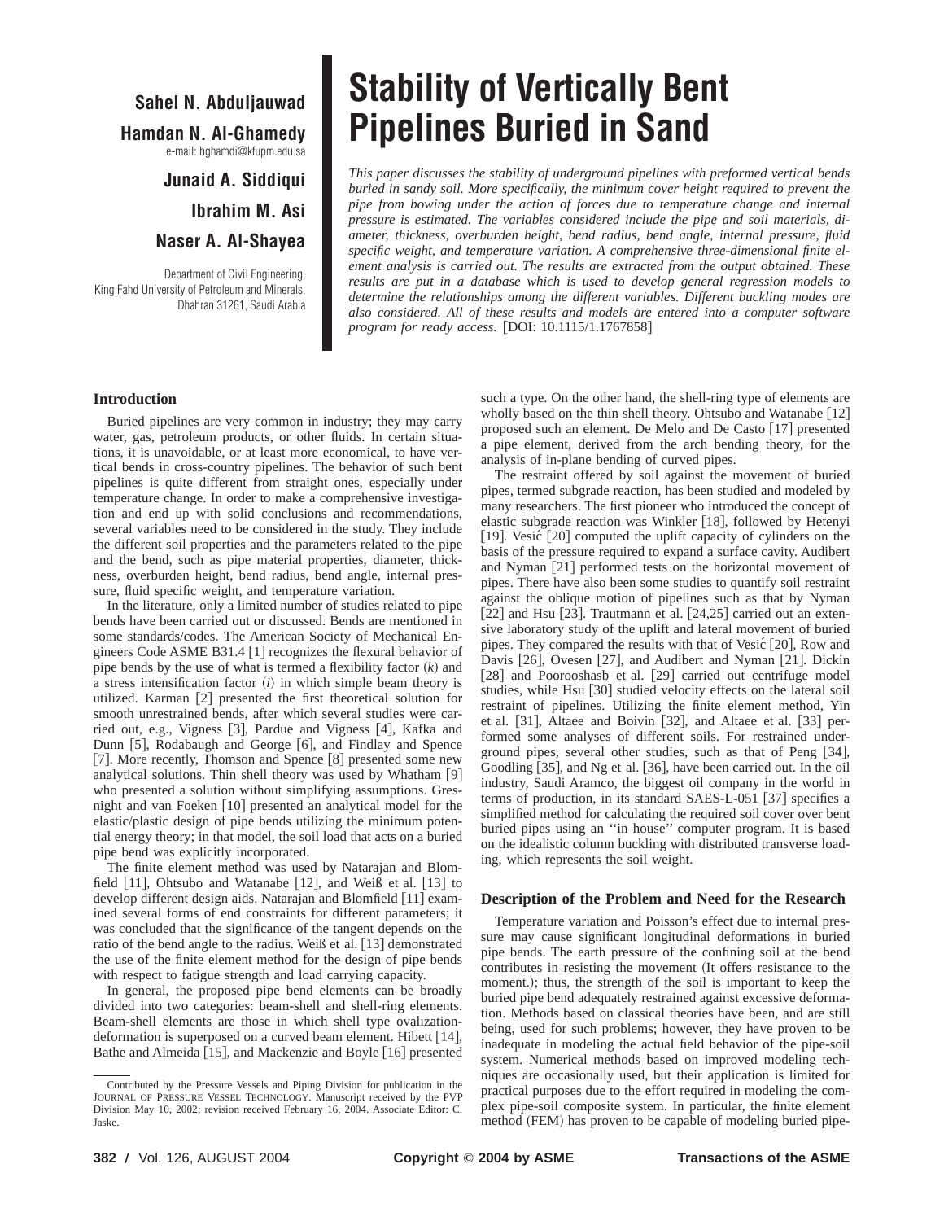**Sahel N. Abduljauwad**

**Hamdan N. Al-Ghamedy**
e-mail: hghamdi@kfupm.edu.sa

**Junaid A. Siddiqui**

**Ibrahim M. Asi**

**Naser A. Al-Shayea**

Department of Civil Engineering,
King Fahd University of Petroleum and Minerals,
Dhahran 31261, Saudi Arabia

# Stability of Vertically Bent Pipelines Buried in Sand

*This paper discusses the stability of underground pipelines with preformed vertical bends buried in sandy soil. More specifically, the minimum cover height required to prevent the pipe from bowing under the action of forces due to temperature change and internal pressure is estimated. The variables considered include the pipe and soil materials, diameter, thickness, overburden height, bend radius, bend angle, internal pressure, fluid specific weight, and temperature variation. A comprehensive three-dimensional finite element analysis is carried out. The results are extracted from the output obtained. These results are put in a database which is used to develop general regression models to determine the relationships among the different variables. Different buckling modes are also considered. All of these results and models are entered into a computer software program for ready access.* [DOI: 10.1115/1.1767858]

## Introduction

Buried pipelines are very common in industry; they may carry water, gas, petroleum products, or other fluids. In certain situations, it is unavoidable, or at least more economical, to have vertical bends in cross-country pipelines. The behavior of such bent pipelines is quite different from straight ones, especially under temperature change. In order to make a comprehensive investigation and end up with solid conclusions and recommendations, several variables need to be considered in the study. They include the different soil properties and the parameters related to the pipe and the bend, such as pipe material properties, diameter, thickness, overburden height, bend radius, bend angle, internal pressure, fluid specific weight, and temperature variation.

In the literature, only a limited number of studies related to pipe bends have been carried out or discussed. Bends are mentioned in some standards/codes. The American Society of Mechanical Engineers Code ASME B31.4 [1] recognizes the flexural behavior of pipe bends by the use of what is termed a flexibility factor ($k$) and a stress intensification factor ($i$) in which simple beam theory is utilized. Karman [2] presented the first theoretical solution for smooth unrestrained bends, after which several studies were carried out, e.g., Vigness [3], Pardue and Vigness [4], Kafka and Dunn [5], Rodabaugh and George [6], and Findlay and Spence [7]. More recently, Thomson and Spence [8] presented some new analytical solutions. Thin shell theory was used by Whatham [9] who presented a solution without simplifying assumptions. Gresnight and van Foeken [10] presented an analytical model for the elastic/plastic design of pipe bends utilizing the minimum potential energy theory; in that model, the soil load that acts on a buried pipe bend was explicitly incorporated.

The finite element method was used by Natarajan and Blomfield [11], Ohtsubo and Watanabe [12], and Weiß et al. [13] to develop different design aids. Natarajan and Blomfield [11] examined several forms of end constraints for different parameters; it was concluded that the significance of the tangent depends on the ratio of the bend angle to the radius. Weiß et al. [13] demonstrated the use of the finite element method for the design of pipe bends with respect to fatigue strength and load carrying capacity.

In general, the proposed pipe bend elements can be broadly divided into two categories: beam-shell and shell-ring elements. Beam-shell elements are those in which shell type ovalization-deformation is superposed on a curved beam element. Hibett [14], Bathe and Almeida [15], and Mackenzie and Boyle [16] presented such a type. On the other hand, the shell-ring type of elements are wholly based on the thin shell theory. Ohtsubo and Watanabe [12] proposed such an element. De Melo and De Casto [17] presented a pipe element, derived from the arch bending theory, for the analysis of in-plane bending of curved pipes.

The restraint offered by soil against the movement of buried pipes, termed subgrade reaction, has been studied and modeled by many researchers. The first pioneer who introduced the concept of elastic subgrade reaction was Winkler [18], followed by Hetenyi [19]. Vesić [20] computed the uplift capacity of cylinders on the basis of the pressure required to expand a surface cavity. Audibert and Nyman [21] performed tests on the horizontal movement of pipes. There have also been some studies to quantify soil restraint against the oblique motion of pipelines such as that by Nyman [22] and Hsu [23]. Trautmann et al. [24,25] carried out an extensive laboratory study of the uplift and lateral movement of buried pipes. They compared the results with that of Vesić [20], Row and Davis [26], Ovesen [27], and Audibert and Nyman [21]. Dickin [28] and Poorooshasb et al. [29] carried out centrifuge model studies, while Hsu [30] studied velocity effects on the lateral soil restraint of pipelines. Utilizing the finite element method, Yin et al. [31], Altaee and Boivin [32], and Altaee et al. [33] performed some analyses of different soils. For restrained underground pipes, several other studies, such as that of Peng [34], Goodling [35], and Ng et al. [36], have been carried out. In the oil industry, Saudi Aramco, the biggest oil company in the world in terms of production, in its standard SAES-L-051 [37] specifies a simplified method for calculating the required soil cover over bent buried pipes using an ''in house'' computer program. It is based on the idealistic column buckling with distributed transverse loading, which represents the soil weight.

## Description of the Problem and Need for the Research

Temperature variation and Poisson's effect due to internal pressure may cause significant longitudinal deformations in buried pipe bends. The earth pressure of the confining soil at the bend contributes in resisting the movement (It offers resistance to the moment.); thus, the strength of the soil is important to keep the buried pipe bend adequately restrained against excessive deformation. Methods based on classical theories have been, and are still being, used for such problems; however, they have proven to be inadequate in modeling the actual field behavior of the pipe-soil system. Numerical methods based on improved modeling techniques are occasionally used, but their application is limited for practical purposes due to the effort required in modeling the complex pipe-soil composite system. In particular, the finite element method (FEM) has proven to be capable of modeling buried pipe-

Contributed by the Pressure Vessels and Piping Division for publication in the JOURNAL OF PRESSURE VESSEL TECHNOLOGY. Manuscript received by the PVP Division May 10, 2002; revision received February 16, 2004. Associate Editor: C. Jaske.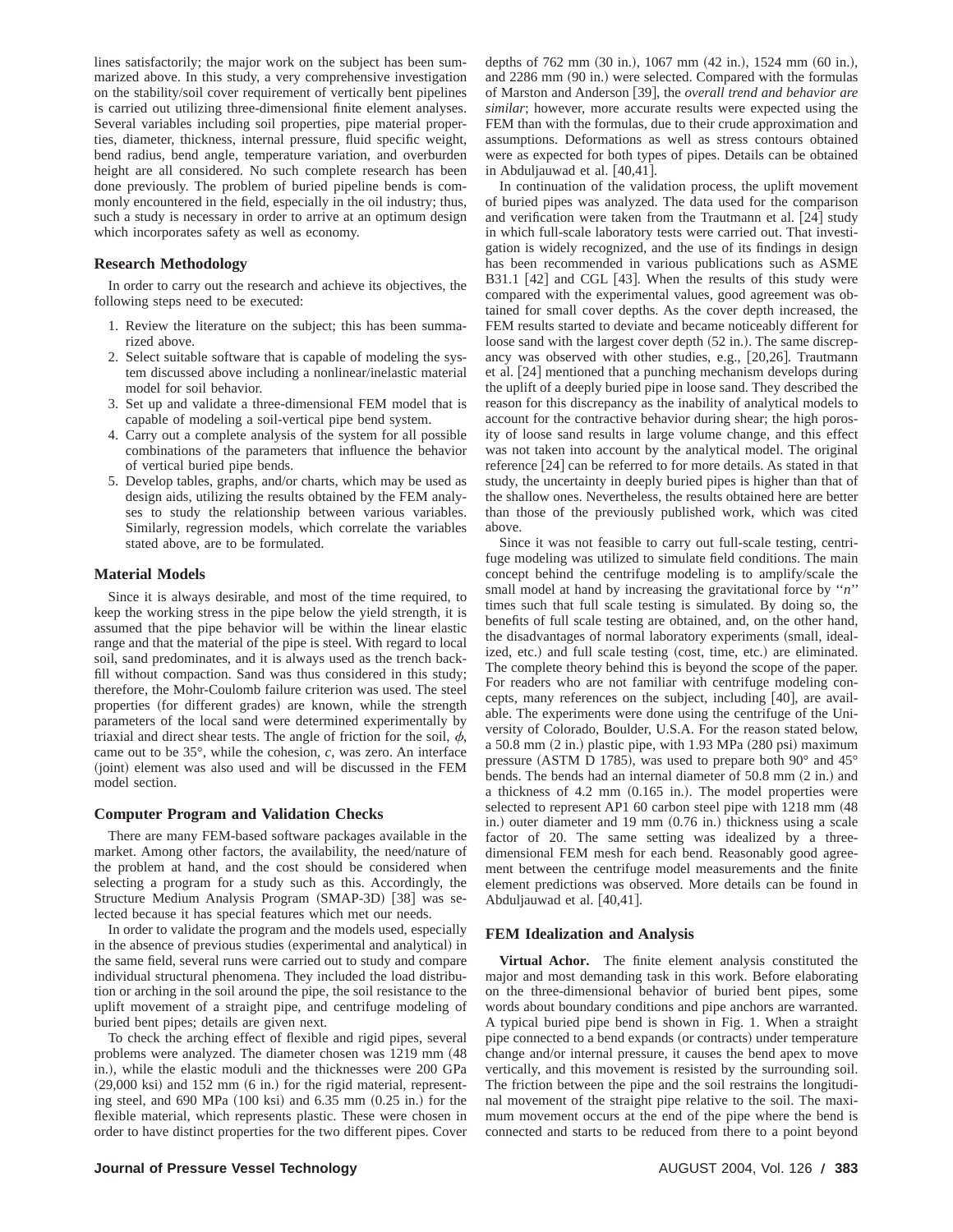lines satisfactorily; the major work on the subject has been summarized above. In this study, a very comprehensive investigation on the stability/soil cover requirement of vertically bent pipelines is carried out utilizing three-dimensional finite element analyses. Several variables including soil properties, pipe material properties, diameter, thickness, internal pressure, fluid specific weight, bend radius, bend angle, temperature variation, and overburden height are all considered. No such complete research has been done previously. The problem of buried pipeline bends is commonly encountered in the field, especially in the oil industry; thus, such a study is necessary in order to arrive at an optimum design which incorporates safety as well as economy.

## Research Methodology

In order to carry out the research and achieve its objectives, the following steps need to be executed:

1. Review the literature on the subject; this has been summarized above.
2. Select suitable software that is capable of modeling the system discussed above including a nonlinear/inelastic material model for soil behavior.
3. Set up and validate a three-dimensional FEM model that is capable of modeling a soil-vertical pipe bend system.
4. Carry out a complete analysis of the system for all possible combinations of the parameters that influence the behavior of vertical buried pipe bends.
5. Develop tables, graphs, and/or charts, which may be used as design aids, utilizing the results obtained by the FEM analyses to study the relationship between various variables. Similarly, regression models, which correlate the variables stated above, are to be formulated.

## Material Models

Since it is always desirable, and most of the time required, to keep the working stress in the pipe below the yield strength, it is assumed that the pipe behavior will be within the linear elastic range and that the material of the pipe is steel. With regard to local soil, sand predominates, and it is always used as the trench backfill without compaction. Sand was thus considered in this study; therefore, the Mohr-Coulomb failure criterion was used. The steel properties (for different grades) are known, while the strength parameters of the local sand were determined experimentally by triaxial and direct shear tests. The angle of friction for the soil, $\phi$, came out to be 35°, while the cohesion, $c$, was zero. An interface (joint) element was also used and will be discussed in the FEM model section.

## Computer Program and Validation Checks

There are many FEM-based software packages available in the market. Among other factors, the availability, the need/nature of the problem at hand, and the cost should be considered when selecting a program for a study such as this. Accordingly, the Structure Medium Analysis Program (SMAP-3D) [38] was selected because it has special features which met our needs.

In order to validate the program and the models used, especially in the absence of previous studies (experimental and analytical) in the same field, several runs were carried out to study and compare individual structural phenomena. They included the load distribution or arching in the soil around the pipe, the soil resistance to the uplift movement of a straight pipe, and centrifuge modeling of buried bent pipes; details are given next.

To check the arching effect of flexible and rigid pipes, several problems were analyzed. The diameter chosen was 1219 mm (48 in.), while the elastic moduli and the thicknesses were 200 GPa (29,000 ksi) and 152 mm (6 in.) for the rigid material, representing steel, and 690 MPa (100 ksi) and 6.35 mm (0.25 in.) for the flexible material, which represents plastic. These were chosen in order to have distinct properties for the two different pipes. Cover depths of 762 mm (30 in.), 1067 mm (42 in.), 1524 mm (60 in.), and 2286 mm (90 in.) were selected. Compared with the formulas of Marston and Anderson [39], the *overall trend and behavior are similar*; however, more accurate results were expected using the FEM than with the formulas, due to their crude approximation and assumptions. Deformations as well as stress contours obtained were as expected for both types of pipes. Details can be obtained in Abduljauwad et al. [40,41].

In continuation of the validation process, the uplift movement of buried pipes was analyzed. The data used for the comparison and verification were taken from the Trautmann et al. [24] study in which full-scale laboratory tests were carried out. That investigation is widely recognized, and the use of its findings in design has been recommended in various publications such as ASME B31.1 [42] and CGL [43]. When the results of this study were compared with the experimental values, good agreement was obtained for small cover depths. As the cover depth increased, the FEM results started to deviate and became noticeably different for loose sand with the largest cover depth (52 in.). The same discrepancy was observed with other studies, e.g., [20,26]. Trautmann et al. [24] mentioned that a punching mechanism develops during the uplift of a deeply buried pipe in loose sand. They described the reason for this discrepancy as the inability of analytical models to account for the contractive behavior during shear; the high porosity of loose sand results in large volume change, and this effect was not taken into account by the analytical model. The original reference [24] can be referred to for more details. As stated in that study, the uncertainty in deeply buried pipes is higher than that of the shallow ones. Nevertheless, the results obtained here are better than those of the previously published work, which was cited above.

Since it was not feasible to carry out full-scale testing, centrifuge modeling was utilized to simulate field conditions. The main concept behind the centrifuge modeling is to amplify/scale the small model at hand by increasing the gravitational force by "$n$" times such that full scale testing is simulated. By doing so, the benefits of full scale testing are obtained, and, on the other hand, the disadvantages of normal laboratory experiments (small, idealized, etc.) and full scale testing (cost, time, etc.) are eliminated. The complete theory behind this is beyond the scope of the paper. For readers who are not familiar with centrifuge modeling concepts, many references on the subject, including [40], are available. The experiments were done using the centrifuge of the University of Colorado, Boulder, U.S.A. For the reason stated below, a 50.8 mm (2 in.) plastic pipe, with 1.93 MPa (280 psi) maximum pressure (ASTM D 1785), was used to prepare both 90° and 45° bends. The bends had an internal diameter of 50.8 mm (2 in.) and a thickness of 4.2 mm (0.165 in.). The model properties were selected to represent AP1 60 carbon steel pipe with 1218 mm (48 in.) outer diameter and 19 mm (0.76 in.) thickness using a scale factor of 20. The same setting was idealized by a three-dimensional FEM mesh for each bend. Reasonably good agreement between the centrifuge model measurements and the finite element predictions was observed. More details can be found in Abduljauwad et al. [40,41].

## FEM Idealization and Analysis

**Virtual Achor.** The finite element analysis constituted the major and most demanding task in this work. Before elaborating on the three-dimensional behavior of buried bent pipes, some words about boundary conditions and pipe anchors are warranted. A typical buried pipe bend is shown in Fig. 1. When a straight pipe connected to a bend expands (or contracts) under temperature change and/or internal pressure, it causes the bend apex to move vertically, and this movement is resisted by the surrounding soil. The friction between the pipe and the soil restrains the longitudinal movement of the straight pipe relative to the soil. The maximum movement occurs at the end of the pipe where the bend is connected and starts to be reduced from there to a point beyond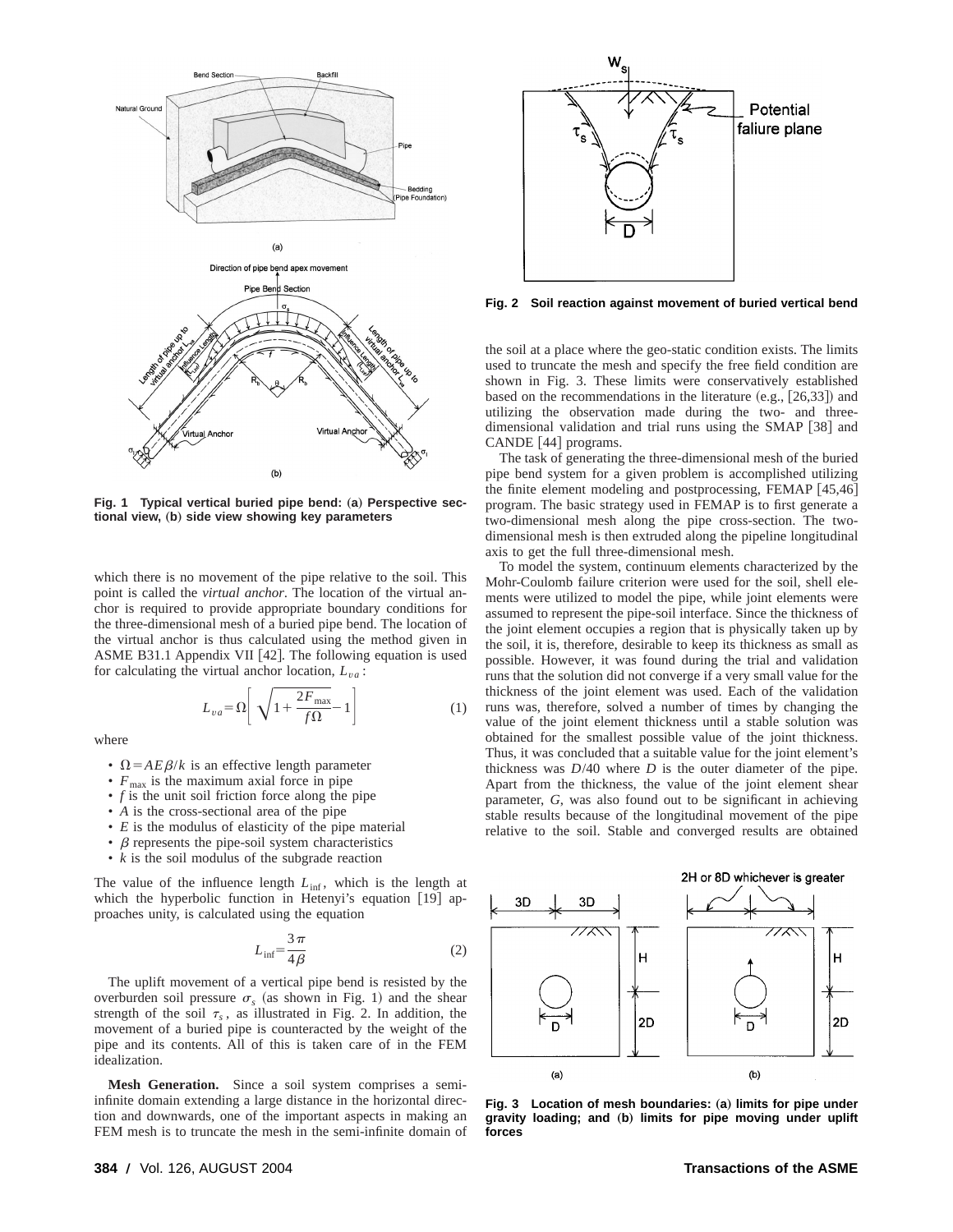Fig. 1 Typical vertical buried pipe bend: (a) Perspective sectional view, (b) side view showing key parameters

which there is no movement of the pipe relative to the soil. This point is called the *virtual anchor*. The location of the virtual anchor is required to provide appropriate boundary conditions for the three-dimensional mesh of a buried pipe bend. The location of the virtual anchor is thus calculated using the method given in ASME B31.1 Appendix VII [42]. The following equation is used for calculating the virtual anchor location, $L_{va}$:

$$L_{va}=\Omega\left[\sqrt{1+\frac{2F_{\max}}{f\Omega}}-1\right] \tag{1}$$

where

- $\Omega = AE\beta/k$ is an effective length parameter
- $F_{\max}$ is the maximum axial force in pipe
- $f$ is the unit soil friction force along the pipe
- $A$ is the cross-sectional area of the pipe
- $E$ is the modulus of elasticity of the pipe material
- $\beta$ represents the pipe-soil system characteristics
- $k$ is the soil modulus of the subgrade reaction

The value of the influence length $L_{\inf}$, which is the length at which the hyperbolic function in Hetenyi's equation [19] approaches unity, is calculated using the equation

$$L_{\inf}=\frac{3\pi}{4\beta} \tag{2}$$

The uplift movement of a vertical pipe bend is resisted by the overburden soil pressure $\sigma_s$ (as shown in Fig. 1) and the shear strength of the soil $\tau_s$, as illustrated in Fig. 2. In addition, the movement of a buried pipe is counteracted by the weight of the pipe and its contents. All of this is taken care of in the FEM idealization.

**Mesh Generation.** Since a soil system comprises a semi-infinite domain extending a large distance in the horizontal direction and downwards, one of the important aspects in making an FEM mesh is to truncate the mesh in the semi-infinite domain of the soil at a place where the geo-static condition exists. The limits used to truncate the mesh and specify the free field condition are shown in Fig. 3. These limits were conservatively established based on the recommendations in the literature (e.g., [26,33]) and utilizing the observation made during the two- and three-dimensional validation and trial runs using the SMAP [38] and CANDE [44] programs.

Fig. 2 Soil reaction against movement of buried vertical bend

The task of generating the three-dimensional mesh of the buried pipe bend system for a given problem is accomplished utilizing the finite element modeling and postprocessing, FEMAP [45,46] program. The basic strategy used in FEMAP is to first generate a two-dimensional mesh along the pipe cross-section. The two-dimensional mesh is then extruded along the pipeline longitudinal axis to get the full three-dimensional mesh.

To model the system, continuum elements characterized by the Mohr-Coulomb failure criterion were used for the soil, shell elements were utilized to model the pipe, while joint elements were assumed to represent the pipe-soil interface. Since the thickness of the joint element occupies a region that is physically taken up by the soil, it is, therefore, desirable to keep its thickness as small as possible. However, it was found during the trial and validation runs that the solution did not converge if a very small value for the thickness of the joint element was used. Each of the validation runs was, therefore, solved a number of times by changing the value of the joint element thickness until a stable solution was obtained for the smallest possible value of the joint thickness. Thus, it was concluded that a suitable value for the joint element's thickness was $D/40$ where $D$ is the outer diameter of the pipe. Apart from the thickness, the value of the joint element shear parameter, $G$, was also found out to be significant in achieving stable results because of the longitudinal movement of the pipe relative to the soil. Stable and converged results are obtained

Fig. 3 Location of mesh boundaries: (a) limits for pipe under gravity loading; and (b) limits for pipe moving under uplift forces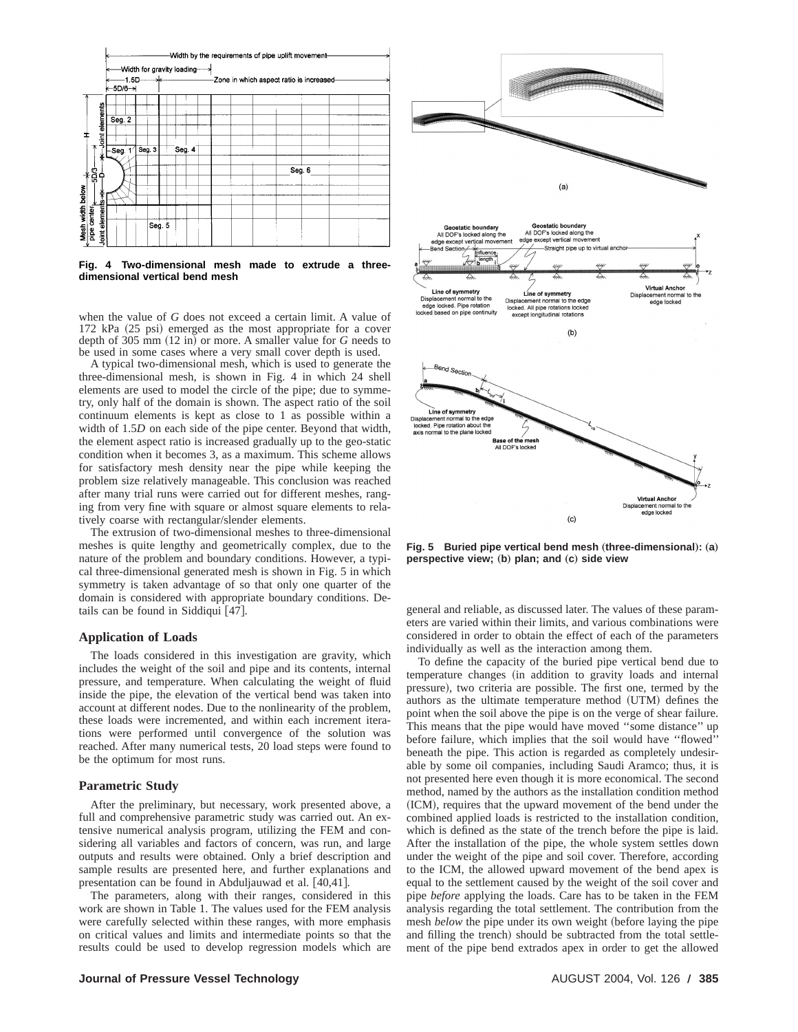Fig. 4 Two-dimensional mesh made to extrude a three-dimensional vertical bend mesh

when the value of $G$ does not exceed a certain limit. A value of 172 kPa (25 psi) emerged as the most appropriate for a cover depth of 305 mm (12 in) or more. A smaller value for $G$ needs to be used in some cases where a very small cover depth is used.

A typical two-dimensional mesh, which is used to generate the three-dimensional mesh, is shown in Fig. 4 in which 24 shell elements are used to model the circle of the pipe; due to symmetry, only half of the domain is shown. The aspect ratio of the soil continuum elements is kept as close to 1 as possible within a width of 1.5$D$ on each side of the pipe center. Beyond that width, the element aspect ratio is increased gradually up to the geo-static condition when it becomes 3, as a maximum. This scheme allows for satisfactory mesh density near the pipe while keeping the problem size relatively manageable. This conclusion was reached after many trial runs were carried out for different meshes, ranging from very fine with square or almost square elements to relatively coarse with rectangular/slender elements.

The extrusion of two-dimensional meshes to three-dimensional meshes is quite lengthy and geometrically complex, due to the nature of the problem and boundary conditions. However, a typical three-dimensional generated mesh is shown in Fig. 5 in which symmetry is taken advantage of so that only one quarter of the domain is considered with appropriate boundary conditions. Details can be found in Siddiqui [47].

## Application of Loads

The loads considered in this investigation are gravity, which includes the weight of the soil and pipe and its contents, internal pressure, and temperature. When calculating the weight of fluid inside the pipe, the elevation of the vertical bend was taken into account at different nodes. Due to the nonlinearity of the problem, these loads were incremented, and within each increment iterations were performed until convergence of the solution was reached. After many numerical tests, 20 load steps were found to be the optimum for most runs.

## Parametric Study

After the preliminary, but necessary, work presented above, a full and comprehensive parametric study was carried out. An extensive numerical analysis program, utilizing the FEM and considering all variables and factors of concern, was run, and large outputs and results were obtained. Only a brief description and sample results are presented here, and further explanations and presentation can be found in Abduljauwad et al. [40,41].

The parameters, along with their ranges, considered in this work are shown in Table 1. The values used for the FEM analysis were carefully selected within these ranges, with more emphasis on critical values and limits and intermediate points so that the results could be used to develop regression models which are general and reliable, as discussed later. The values of these parameters are varied within their limits, and various combinations were considered in order to obtain the effect of each of the parameters individually as well as the interaction among them.

Fig. 5 Buried pipe vertical bend mesh (three-dimensional): (a) perspective view; (b) plan; and (c) side view

To define the capacity of the buried pipe vertical bend due to temperature changes (in addition to gravity loads and internal pressure), two criteria are possible. The first one, termed by the authors as the ultimate temperature method (UTM) defines the point when the soil above the pipe is on the verge of shear failure. This means that the pipe would have moved "some distance" up before failure, which implies that the soil would have "flowed" beneath the pipe. This action is regarded as completely undesirable by some oil companies, including Saudi Aramco; thus, it is not presented here even though it is more economical. The second method, named by the authors as the installation condition method (ICM), requires that the upward movement of the bend under the combined applied loads is restricted to the installation condition, which is defined as the state of the trench before the pipe is laid. After the installation of the pipe, the whole system settles down under the weight of the pipe and soil cover. Therefore, according to the ICM, the allowed upward movement of the bend apex is equal to the settlement caused by the weight of the soil cover and pipe *before* applying the loads. Care has to be taken in the FEM analysis regarding the total settlement. The contribution from the mesh *below* the pipe under its own weight (before laying the pipe and filling the trench) should be subtracted from the total settlement of the pipe bend extrados apex in order to get the allowed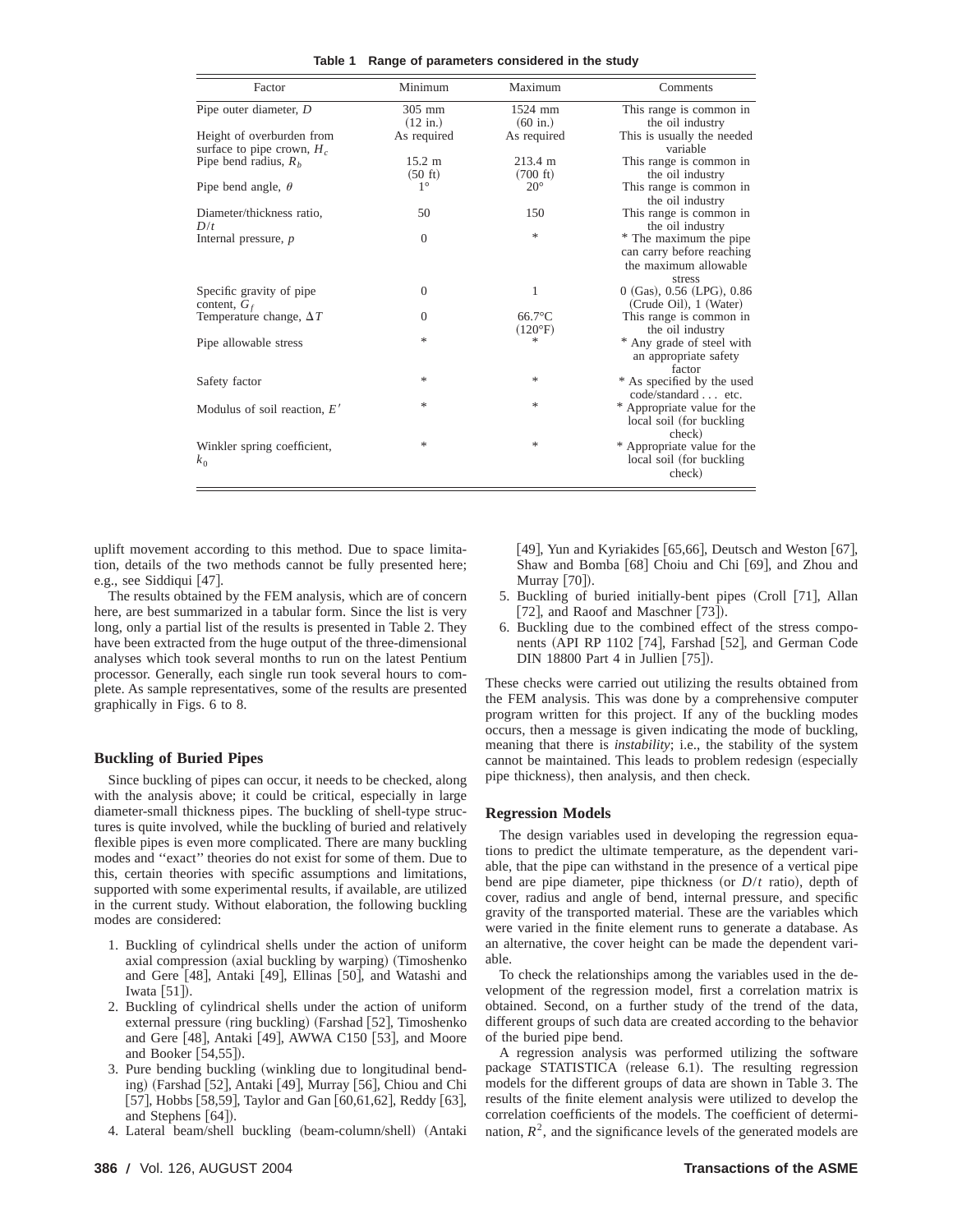**Table 1 Range of parameters considered in the study**

| Factor | Minimum | Maximum | Comments |
|---|---|---|---|
| Pipe outer diameter, $D$ | 305 mm (12 in.) | 1524 mm (60 in.) | This range is common in the oil industry |
| Height of overburden from surface to pipe crown, $H_c$ | As required | As required | This is usually the needed variable |
| Pipe bend radius, $R_b$ | 15.2 m (50 ft) | 213.4 m (700 ft) | This range is common in the oil industry |
| Pipe bend angle, $\theta$ | 1° | 20° | This range is common in the oil industry |
| Diameter/thickness ratio, $D/t$ | 50 | 150 | This range is common in the oil industry |
| Internal pressure, $p$ | 0 | * | * The maximum the pipe can carry before reaching the maximum allowable stress |
| Specific gravity of pipe content, $G_f$ | 0 | 1 | 0 (Gas), 0.56 (LPG), 0.86 (Crude Oil), 1 (Water) |
| Temperature change, $\Delta T$ | 0 | 66.7°C (120°F) | This range is common in the oil industry |
| Pipe allowable stress | * | * | * Any grade of steel with an appropriate safety factor |
| Safety factor | * | * | * As specified by the used code/standard . . . etc. |
| Modulus of soil reaction, $E'$ | * | * | * Appropriate value for the local soil (for buckling check) |
| Winkler spring coefficient, $k_0$ | * | * | * Appropriate value for the local soil (for buckling check) |

uplift movement according to this method. Due to space limitation, details of the two methods cannot be fully presented here; e.g., see Siddiqui [47].

The results obtained by the FEM analysis, which are of concern here, are best summarized in a tabular form. Since the list is very long, only a partial list of the results is presented in Table 2. They have been extracted from the huge output of the three-dimensional analyses which took several months to run on the latest Pentium processor. Generally, each single run took several hours to complete. As sample representatives, some of the results are presented graphically in Figs. 6 to 8.

## Buckling of Buried Pipes

Since buckling of pipes can occur, it needs to be checked, along with the analysis above; it could be critical, especially in large diameter-small thickness pipes. The buckling of shell-type structures is quite involved, while the buckling of buried and relatively flexible pipes is even more complicated. There are many buckling modes and "exact" theories do not exist for some of them. Due to this, certain theories with specific assumptions and limitations, supported with some experimental results, if available, are utilized in the current study. Without elaboration, the following buckling modes are considered:

1. Buckling of cylindrical shells under the action of uniform axial compression (axial buckling by warping) (Timoshenko and Gere [48], Antaki [49], Ellinas [50], and Watashi and Iwata [51]).
2. Buckling of cylindrical shells under the action of uniform external pressure (ring buckling) (Farshad [52], Timoshenko and Gere [48], Antaki [49], AWWA C150 [53], and Moore and Booker [54,55]).
3. Pure bending buckling (winkling due to longitudinal bending) (Farshad [52], Antaki [49], Murray [56], Chiou and Chi [57], Hobbs [58,59], Taylor and Gan [60,61,62], Reddy [63], and Stephens [64]).
4. Lateral beam/shell buckling (beam-column/shell) (Antaki [49], Yun and Kyriakides [65,66], Deutsch and Weston [67], Shaw and Bomba [68] Choiu and Chi [69], and Zhou and Murray [70]).
5. Buckling of buried initially-bent pipes (Croll [71], Allan [72], and Raoof and Maschner [73]).
6. Buckling due to the combined effect of the stress components (API RP 1102 [74], Farshad [52], and German Code DIN 18800 Part 4 in Jullien [75]).

These checks were carried out utilizing the results obtained from the FEM analysis. This was done by a comprehensive computer program written for this project. If any of the buckling modes occurs, then a message is given indicating the mode of buckling, meaning that there is *instability*; i.e., the stability of the system cannot be maintained. This leads to problem redesign (especially pipe thickness), then analysis, and then check.

## Regression Models

The design variables used in developing the regression equations to predict the ultimate temperature, as the dependent variable, that the pipe can withstand in the presence of a vertical pipe bend are pipe diameter, pipe thickness (or $D/t$ ratio), depth of cover, radius and angle of bend, internal pressure, and specific gravity of the transported material. These are the variables which were varied in the finite element runs to generate a database. As an alternative, the cover height can be made the dependent variable.

To check the relationships among the variables used in the development of the regression model, first a correlation matrix is obtained. Second, on a further study of the trend of the data, different groups of such data are created according to the behavior of the buried pipe bend.

A regression analysis was performed utilizing the software package STATISTICA (release 6.1). The resulting regression models for the different groups of data are shown in Table 3. The results of the finite element analysis were utilized to develop the correlation coefficients of the models. The coefficient of determination, $R^2$, and the significance levels of the generated models are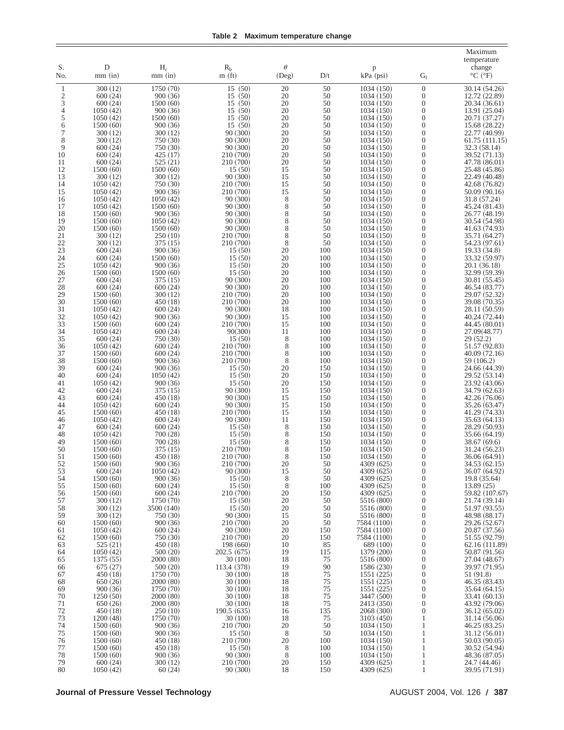**Table 2 Maximum temperature change**

| S. No. | D mm (in) | $H_c$ mm (in) | $R_b$ m (ft) | $\theta$ (Deg) | D/t | p kPa (psi) | $G_f$ | Maximum temperature change °C (°F) |
|---|---|---|---|---|---|---|---|---|
| 1 | 300 (12) | 1750 (70) | 15 (50) | 20 | 50 | 1034 (150) | 0 | 30.14 (54.26) |
| 2 | 600 (24) | 900 (36) | 15 (50) | 20 | 50 | 1034 (150) | 0 | 12.72 (22.89) |
| 3 | 600 (24) | 1500 (60) | 15 (50) | 20 | 50 | 1034 (150) | 0 | 20.34 (36.61) |
| 4 | 1050 (42) | 900 (36) | 15 (50) | 20 | 50 | 1034 (150) | 0 | 13.91 (25.04) |
| 5 | 1050 (42) | 1500 (60) | 15 (50) | 20 | 50 | 1034 (150) | 0 | 20.71 (37.27) |
| 6 | 1500 (60) | 900 (36) | 15 (50) | 20 | 50 | 1034 (150) | 0 | 15.68 (28.22) |
| 7 | 300 (12) | 300 (12) | 90 (300) | 20 | 50 | 1034 (150) | 0 | 22.77 (40.99) |
| 8 | 300 (12) | 750 (30) | 90 (300) | 20 | 50 | 1034 (150) | 0 | 61.75 (111.15) |
| 9 | 600 (24) | 750 (30) | 90 (300) | 20 | 50 | 1034 (150) | 0 | 32.3 (58.14) |
| 10 | 600 (24) | 425 (17) | 210 (700) | 20 | 50 | 1034 (150) | 0 | 39.52 (71.13) |
| 11 | 600 (24) | 525 (21) | 210 (700) | 20 | 50 | 1034 (150) | 0 | 47.78 (86.01) |
| 12 | 1500 (60) | 1500 (60) | 15 (50) | 15 | 50 | 1034 (150) | 0 | 25.48 (45.86) |
| 13 | 300 (12) | 300 (12) | 90 (300) | 15 | 50 | 1034 (150) | 0 | 22.49 (40.48) |
| 14 | 1050 (42) | 750 (30) | 210 (700) | 15 | 50 | 1034 (150) | 0 | 42.68 (76.82) |
| 15 | 1050 (42) | 900 (36) | 210 (700) | 15 | 50 | 1034 (150) | 0 | 50.09 (90.16) |
| 16 | 1050 (42) | 1050 (42) | 90 (300) | 8 | 50 | 1034 (150) | 0 | 31.8 (57.24) |
| 17 | 1050 (42) | 1500 (60) | 90 (300) | 8 | 50 | 1034 (150) | 0 | 45.24 (81.43) |
| 18 | 1500 (60) | 900 (36) | 90 (300) | 8 | 50 | 1034 (150) | 0 | 26.77 (48.19) |
| 19 | 1500 (60) | 1050 (42) | 90 (300) | 8 | 50 | 1034 (150) | 0 | 30.54 (54.98) |
| 20 | 1500 (60) | 1500 (60) | 90 (300) | 8 | 50 | 1034 (150) | 0 | 41.63 (74.93) |
| 21 | 300 (12) | 250 (10) | 210 (700) | 8 | 50 | 1034 (150) | 0 | 35.71 (64.27) |
| 22 | 300 (12) | 375 (15) | 210 (700) | 8 | 50 | 1034 (150) | 0 | 54.23 (97.61) |
| 23 | 600 (24) | 900 (36) | 15 (50) | 20 | 100 | 1034 (150) | 0 | 19.33 (34.8) |
| 24 | 600 (24) | 1500 (60) | 15 (50) | 20 | 100 | 1034 (150) | 0 | 33.32 (59.97) |
| 25 | 1050 (42) | 900 (36) | 15 (50) | 20 | 100 | 1034 (150) | 0 | 20.1 (36.18) |
| 26 | 1500 (60) | 1500 (60) | 15 (50) | 20 | 100 | 1034 (150) | 0 | 32.99 (59.39) |
| 27 | 600 (24) | 375 (15) | 90 (300) | 20 | 100 | 1034 (150) | 0 | 30.81 (55.45) |
| 28 | 600 (24) | 600 (24) | 90 (300) | 20 | 100 | 1034 (150) | 0 | 46.54 (83.77) |
| 29 | 1500 (60) | 300 (12) | 210 (700) | 20 | 100 | 1034 (150) | 0 | 29.07 (52.32) |
| 30 | 1500 (60) | 450 (18) | 210 (700) | 20 | 100 | 1034 (150) | 0 | 39.08 (70.35) |
| 31 | 1050 (42) | 600 (24) | 90 (300) | 18 | 100 | 1034 (150) | 0 | 28.11 (50.59) |
| 32 | 1050 (42) | 900 (36) | 90 (300) | 15 | 100 | 1034 (150) | 0 | 40.24 (72.44) |
| 33 | 1500 (60) | 600 (24) | 210 (700) | 15 | 100 | 1034 (150) | 0 | 44.45 (80.01) |
| 34 | 1050 (42) | 600 (24) | 90(300) | 11 | 100 | 1034 (150) | 0 | 27.09(48.77) |
| 35 | 600 (24) | 750 (30) | 15 (50) | 8 | 100 | 1034 (150) | 0 | 29 (52.2) |
| 36 | 1050 (42) | 600 (24) | 210 (700) | 8 | 100 | 1034 (150) | 0 | 51.57 (92.83) |
| 37 | 1500 (60) | 600 (24) | 210 (700) | 8 | 100 | 1034 (150) | 0 | 40.09 (72.16) |
| 38 | 1500 (60) | 900 (36) | 210 (700) | 8 | 100 | 1034 (150) | 0 | 59 (106.2) |
| 39 | 600 (24) | 900 (36) | 15 (50) | 20 | 150 | 1034 (150) | 0 | 24.66 (44.39) |
| 40 | 600 (24) | 1050 (42) | 15 (50) | 20 | 150 | 1034 (150) | 0 | 29.52 (53.14) |
| 41 | 1050 (42) | 900 (36) | 15 (50) | 20 | 150 | 1034 (150) | 0 | 23.92 (43.06) |
| 42 | 600 (24) | 375 (15) | 90 (300) | 15 | 150 | 1034 (150) | 0 | 34.79 (62.63) |
| 43 | 600 (24) | 450 (18) | 90 (300) | 15 | 150 | 1034 (150) | 0 | 42.26 (76.06) |
| 44 | 1050 (42) | 600 (24) | 90 (300) | 15 | 150 | 1034 (150) | 0 | 35.26 (63.47) |
| 45 | 1500 (60) | 450 (18) | 210 (700) | 15 | 150 | 1034 (150) | 0 | 41.29 (74.33) |
| 46 | 1050 (42) | 600 (24) | 90 (300) | 11 | 150 | 1034 (150) | 0 | 35.63 (64.13) |
| 47 | 600 (24) | 600 (24) | 15 (50) | 8 | 150 | 1034 (150) | 0 | 28.29 (50.93) |
| 48 | 1050 (42) | 700 (28) | 15 (50) | 8 | 150 | 1034 (150) | 0 | 35.66 (64.19) |
| 49 | 1500 (60) | 700 (28) | 15 (50) | 8 | 150 | 1034 (150) | 0 | 38.67 (69.6) |
| 50 | 1500 (60) | 375 (15) | 210 (700) | 8 | 150 | 1034 (150) | 0 | 31.24 (56.23) |
| 51 | 1500 (60) | 450 (18) | 210 (700) | 8 | 150 | 1034 (150) | 0 | 36.06 (64.91) |
| 52 | 1500 (60) | 900 (36) | 210 (700) | 20 | 50 | 4309 (625) | 0 | 34.53 (62.15) |
| 53 | 600 (24) | 1050 (42) | 90 (300) | 15 | 50 | 4309 (625) | 0 | 36.07 (64.92) |
| 54 | 1500 (60) | 900 (36) | 15 (50) | 8 | 50 | 4309 (625) | 0 | 19.8 (35.64) |
| 55 | 1500 (60) | 600 (24) | 15 (50) | 8 | 100 | 4309 (625) | 0 | 13.89 (25) |
| 56 | 1500 (60) | 600 (24) | 210 (700) | 20 | 150 | 4309 (625) | 0 | 59.82 (107.67) |
| 57 | 300 (12) | 1750 (70) | 15 (50) | 20 | 50 | 5516 (800) | 0 | 21.74 (39.14) |
| 58 | 300 (12) | 3500 (140) | 15 (50) | 20 | 50 | 5516 (800) | 0 | 51.97 (93.55) |
| 59 | 300 (12) | 750 (30) | 90 (300) | 15 | 50 | 5516 (800) | 0 | 48.98 (88.17) |
| 60 | 1500 (60) | 900 (36) | 210 (700) | 20 | 50 | 7584 (1100) | 0 | 29.26 (52.67) |
| 61 | 1050 (42) | 600 (24) | 90 (300) | 20 | 150 | 7584 (1100) | 0 | 20.87 (37.56) |
| 62 | 1500 (60) | 750 (30) | 210 (700) | 20 | 150 | 7584 (1100) | 0 | 51.55 (92.79) |
| 63 | 525 (21) | 450 (18) | 198 (660) | 10 | 85 | 689 (100) | 0 | 62.16 (111.89) |
| 64 | 1050 (42) | 500 (20) | 202.5 (675) | 19 | 115 | 1379 (200) | 0 | 50.87 (91.56) |
| 65 | 1375 (55) | 2000 (80) | 30 (100) | 18 | 75 | 5516 (800) | 0 | 27.04 (48.67) |
| 66 | 675 (27) | 500 (20) | 113.4 (378) | 19 | 90 | 1586 (230) | 0 | 39.97 (71.95) |
| 67 | 450 (18) | 1750 (70) | 30 (100) | 18 | 75 | 1551 (225) | 0 | 51 (91.8) |
| 68 | 650 (26) | 2000 (80) | 30 (100) | 18 | 75 | 1551 (225) | 0 | 46.35 (83.43) |
| 69 | 900 (36) | 1750 (70) | 30 (100) | 18 | 75 | 1551 (225) | 0 | 35.64 (64.15) |
| 70 | 1250 (50) | 2000 (80) | 30 (100) | 18 | 75 | 3447 (500) | 0 | 33.41 (60.13) |
| 71 | 650 (26) | 2000 (80) | 30 (100) | 18 | 75 | 2413 (350) | 0 | 43.92 (79.06) |
| 72 | 450 (18) | 250 (10) | 190.5 (635) | 16 | 135 | 2068 (300) | 0 | 36.12 (65.02) |
| 73 | 1200 (48) | 1750 (70) | 30 (100) | 18 | 75 | 3103 (450) | 1 | 31.14 (56.06) |
| 74 | 1500 (60) | 900 (36) | 210 (700) | 20 | 50 | 1034 (150) | 1 | 46.25 (83.25) |
| 75 | 1500 (60) | 900 (36) | 15 (50) | 8 | 50 | 1034 (150) | 1 | 31.12 (56.01) |
| 76 | 1500 (60) | 450 (18) | 210 (700) | 20 | 100 | 1034 (150) | 1 | 50.03 (90.05) |
| 77 | 1500 (60) | 450 (18) | 15 (50) | 8 | 100 | 1034 (150) | 1 | 30.52 (54.94) |
| 78 | 1500 (60) | 900 (36) | 90 (300) | 8 | 100 | 1034 (150) | 1 | 48.36 (87.05) |
| 79 | 600 (24) | 300 (12) | 210 (700) | 20 | 150 | 4309 (625) | 1 | 24.7 (44.46) |
| 80 | 1050 (42) | 60 (24) | 90 (300) | 18 | 150 | 4309 (625) | 1 | 39.95 (71.91) |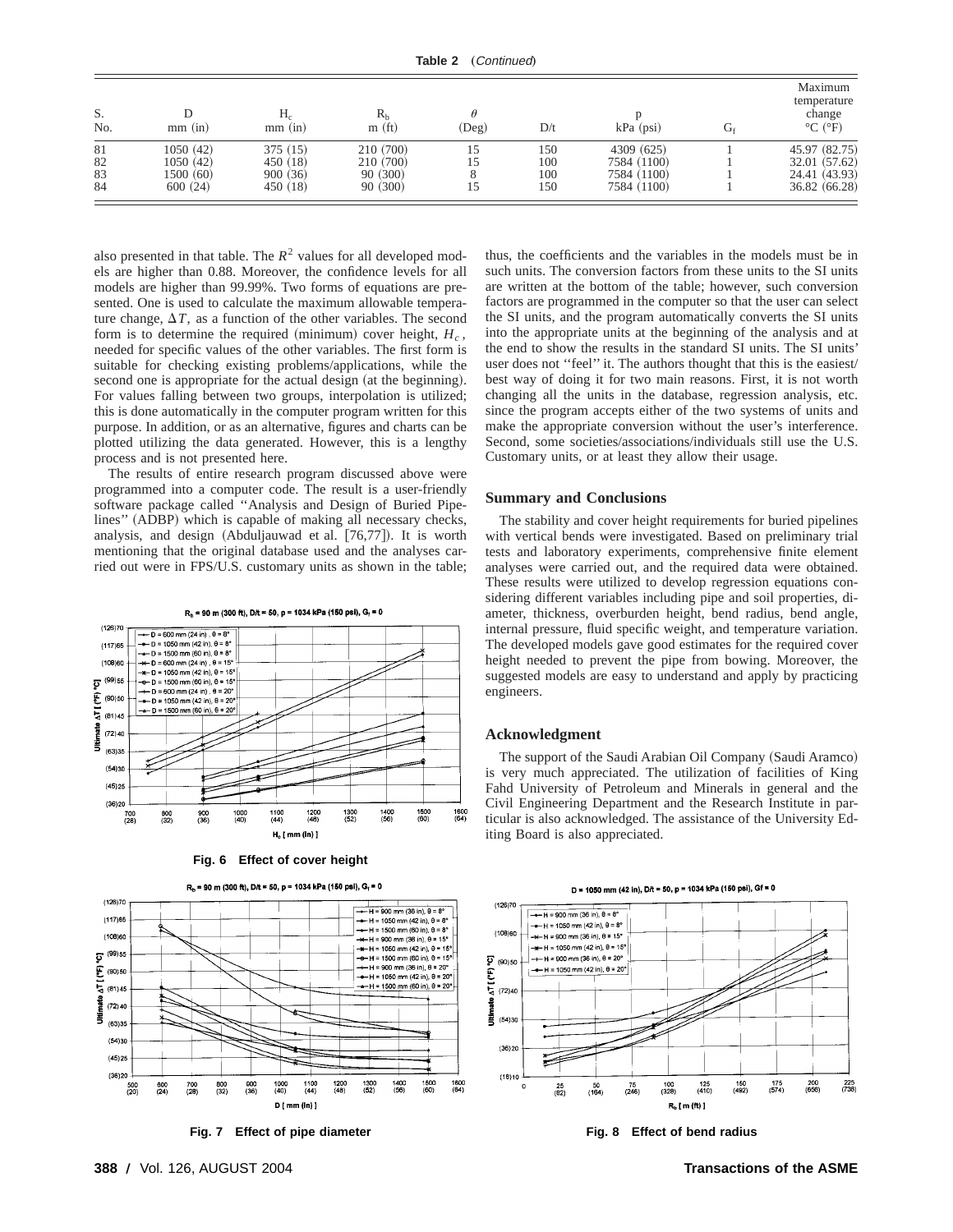**Table 2** (*Continued*)

| S. No. | D mm (in) | $H_c$ mm (in) | $R_b$ m (ft) | $\theta$ (Deg) | D/t | p kPa (psi) | $G_f$ | Maximum temperature change °C (°F) |
|---|---|---|---|---|---|---|---|---|
| 81 | 1050 (42) | 375 (15) | 210 (700) | 15 | 150 | 4309 (625) | 1 | 45.97 (82.75) |
| 82 | 1050 (42) | 450 (18) | 210 (700) | 15 | 100 | 7584 (1100) | 1 | 32.01 (57.62) |
| 83 | 1500 (60) | 900 (36) | 90 (300) | 8 | 100 | 7584 (1100) | 1 | 24.41 (43.93) |
| 84 | 600 (24) | 450 (18) | 90 (300) | 15 | 150 | 7584 (1100) | 1 | 36.82 (66.28) |

also presented in that table. The $R^2$ values for all developed models are higher than 0.88. Moreover, the confidence levels for all models are higher than 99.99%. Two forms of equations are presented. One is used to calculate the maximum allowable temperature change, $\Delta T$, as a function of the other variables. The second form is to determine the required (minimum) cover height, $H_c$, needed for specific values of the other variables. The first form is suitable for checking existing problems/applications, while the second one is appropriate for the actual design (at the beginning). For values falling between two groups, interpolation is utilized; this is done automatically in the computer program written for this purpose. In addition, or as an alternative, figures and charts can be plotted utilizing the data generated. However, this is a lengthy process and is not presented here.

The results of entire research program discussed above were programmed into a computer code. The result is a user-friendly software package called ''Analysis and Design of Buried Pipelines'' (ADBP) which is capable of making all necessary checks, analysis, and design (Abduljauwad et al. [76,77]). It is worth mentioning that the original database used and the analyses carried out were in FPS/U.S. customary units as shown in the table; thus, the coefficients and the variables in the models must be in such units. The conversion factors from these units to the SI units are written at the bottom of the table; however, such conversion factors are programmed in the computer so that the user can select the SI units, and the program automatically converts the SI units into the appropriate units at the beginning of the analysis and at the end to show the results in the standard SI units. The SI units' user does not ''feel'' it. The authors thought that this is the easiest/best way of doing it for two main reasons. First, it is not worth changing all the units in the database, regression analysis, etc. since the program accepts either of the two systems of units and make the appropriate conversion without the user's interference. Second, some societies/associations/individuals still use the U.S. Customary units, or at least they allow their usage.

R_b = 90 m (300 ft), D/t = 50, p = 1034 kPa (150 psi), G_f = 0

D = 600 mm (24 in), θ = 8°
D = 1050 mm (42 in), θ = 8°
D = 1500 mm (60 in), θ = 8°
D = 600 mm (24 in), θ = 15°
D = 1050 mm (42 in), θ = 15°
D = 1500 mm (60 in), θ = 15°
D = 600 mm (24 in), θ = 20°
D = 1050 mm (42 in), θ = 20°
D = 1500 mm (60 in), θ = 20°

Ultimate ΔT [(°F) °C]

(126)70, (117)65, (108)60, (99)55, (90)50, (81)45, (72)40, (63)35, (54)30, (45)25, (36)20

700 (28), 800 (32), 900 (36), 1000 (40), 1100 (44), 1200 (48), 1300 (52), 1400 (56), 1500 (60), 1600 (64)

H_c [ mm (in) ]

**Fig. 6 Effect of cover height**

R_b = 90 m (300 ft), D/t = 50, p = 1034 kPa (150 psi), G_f = 0

H = 900 mm (36 in), θ = 8°
H = 1050 mm (42 in), θ = 8°
H = 1500 mm (60 in), θ = 8°
H = 900 mm (36 in), θ = 15°
H = 1050 mm (42 in), θ = 15°
H = 1500 mm (60 in), θ = 15°
H = 900 mm (36 in), θ = 20°
H = 1050 mm (42 in), θ = 20°
H = 1500 mm (60 in), θ = 20°

Ultimate ΔT [(°F) °C]

(126)70, (117)65, (108)60, (99)55, (90)50, (81)45, (72)40, (63)35, (54)30, (45)25, (36)20

500 (20), 600 (24), 700 (28), 800 (32), 900 (36), 1000 (40), 1100 (44), 1200 (48), 1300 (52), 1400 (56), 1500 (60), 1600 (64)

D [ mm (in) ]

**Fig. 7 Effect of pipe diameter**

## Summary and Conclusions

The stability and cover height requirements for buried pipelines with vertical bends were investigated. Based on preliminary trial tests and laboratory experiments, comprehensive finite element analyses were carried out, and the required data were obtained. These results were utilized to develop regression equations considering different variables including pipe and soil properties, diameter, thickness, overburden height, bend radius, bend angle, internal pressure, fluid specific weight, and temperature variation. The developed models gave good estimates for the required cover height needed to prevent the pipe from bowing. Moreover, the suggested models are easy to understand and apply by practicing engineers.

## Acknowledgment

The support of the Saudi Arabian Oil Company (Saudi Aramco) is very much appreciated. The utilization of facilities of King Fahd University of Petroleum and Minerals in general and the Civil Engineering Department and the Research Institute in particular is also acknowledged. The assistance of the University Editing Board is also appreciated.

D = 1050 mm (42 in), D/t = 50, p = 1034 kPa (150 psi), Gf = 0

H = 900 mm (36 in), θ = 8°
H = 1050 mm (42 in), θ = 8°
H = 900 mm (36 in), θ = 15°
H = 1050 mm (42 in), θ = 15°
H = 900 mm (36 in), θ = 20°
H = 1050 mm (42 in), θ = 20°

Ultimate ΔT [(°F) °C]

(126)70, (108)60, (90)50, (72)40, (54)30, (36)20, (18)10

0, 25 (82), 50 (164), 75 (246), 100 (328), 125 (410), 150 (492), 175 (574), 200 (656), 225 (738)

R_b [ m (ft) ]

**Fig. 8 Effect of bend radius**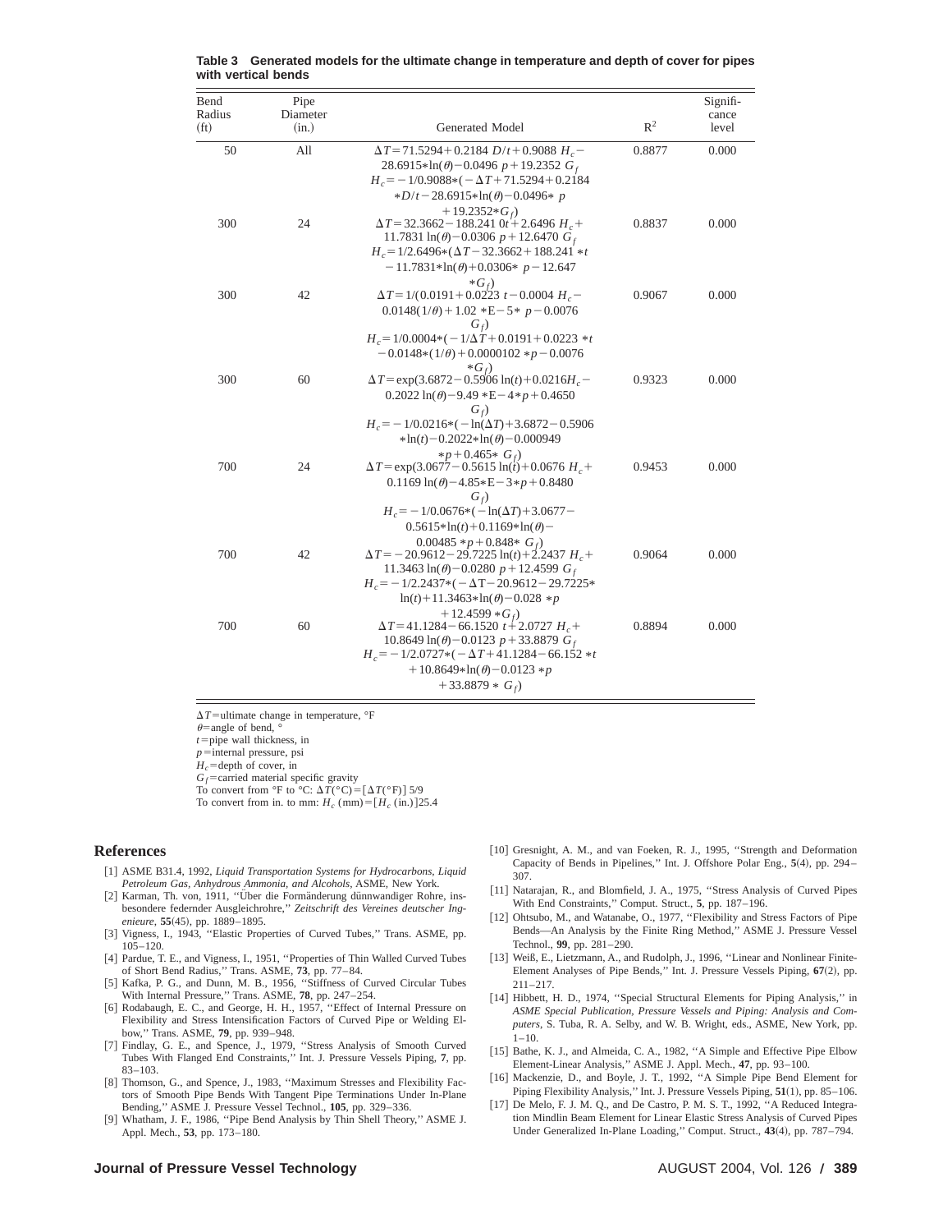**Table 3 Generated models for the ultimate change in temperature and depth of cover for pipes with vertical bends**

| Bend Radius (ft) | Pipe Diameter (in.) | Generated Model | $R^2$ | Significance level |
|---|---|---|---|---|
| 50 | All | $\Delta T = 71.5294 + 0.2184\ D/t + 0.9088\ H_c - 28.6915*\ln(\theta) - 0.0496\ p + 19.2352\ G_f$ <br> $H_c = -1/0.9088*(-\Delta T + 71.5294 + 0.2184*D/t - 28.6915*\ln(\theta) - 0.0496*\ p + 19.2352*G_f)$ | 0.8877 | 0.000 |
| 300 | 24 | $\Delta T = 32.3662 - 188.241\ 0t + 2.6496\ H_c + 11.7831\ \ln(\theta) - 0.0306\ p + 12.6470\ G_f$ <br> $H_c = 1/2.6496*(\Delta T - 32.3662 + 188.241*t - 11.7831*\ln(\theta) + 0.0306*\ p - 12.647*G_f)$ | 0.8837 | 0.000 |
| 300 | 42 | $\Delta T = 1/(0.0191 + 0.0223\ t - 0.0004\ H_c - 0.0148(1/\theta) + 1.02*E-5*\ p - 0.0076\ G_f)$ <br> $H_c = 1/0.0004*(-1/\Delta T + 0.0191 + 0.0223*t - 0.0148*(1/\theta) + 0.0000102*p - 0.0076*G_f)$ | 0.9067 | 0.000 |
| 300 | 60 | $\Delta T = \exp(3.6872 - 0.5906\ \ln(t) + 0.0216H_c - 0.2022\ \ln(\theta) - 9.49*E-4*p + 0.4650\ G_f)$ <br> $H_c = -1/0.0216*(-\ln(\Delta T) + 3.6872 - 0.5906*\ln(t) - 0.2022*\ln(\theta) - 0.000949*p + 0.465*\ G_f)$ | 0.9323 | 0.000 |
| 700 | 24 | $\Delta T = \exp(3.0677 - 0.5615\ \ln(t) + 0.0676\ H_c + 0.1169\ \ln(\theta) - 4.85*E-3*p + 0.8480\ G_f)$ <br> $H_c = -1/0.0676*(-\ln(\Delta T) + 3.0677 - 0.5615*\ln(t) + 0.1169*\ln(\theta) - 0.00485*p + 0.848*\ G_f)$ | 0.9453 | 0.000 |
| 700 | 42 | $\Delta T = -20.9612 - 29.7225\ \ln(t) + 2.2437\ H_c + 11.3463\ \ln(\theta) - 0.0280\ p + 12.4599\ G_f$ <br> $H_c = -1/2.2437*(-\Delta T - 20.9612 - 29.7225*\ln(t) + 11.3463*\ln(\theta) - 0.028*p + 12.4599*G_f)$ | 0.9064 | 0.000 |
| 700 | 60 | $\Delta T = 41.1284 - 66.1520\ t + 2.0727\ H_c + 10.8649\ \ln(\theta) - 0.0123\ p + 33.8879\ G_f$ <br> $H_c = -1/2.0727*(-\Delta T + 41.1284 - 66.152*t + 10.8649*\ln(\theta) - 0.0123*p + 33.8879*\ G_f)$ | 0.8894 | 0.000 |

$\Delta T$ = ultimate change in temperature, °F
$\theta$ = angle of bend, °
$t$ = pipe wall thickness, in
$p$ = internal pressure, psi
$H_c$ = depth of cover, in
$G_f$ = carried material specific gravity
To convert from °F to °C: $\Delta T(°C) = [\Delta T(°F)]\ 5/9$
To convert from in. to mm: $H_c\ (mm) = [H_c\ (in.)]25.4$

## References

[1] ASME B31.4, 1992, *Liquid Transportation Systems for Hydrocarbons, Liquid Petroleum Gas, Anhydrous Ammonia, and Alcohols*, ASME, New York.

[2] Karman, Th. von, 1911, "Über die Formänderung dünnwandiger Rohre, insbesondere federnder Ausgleichrohre," *Zeitschrift des Vereines deutscher Ingenieure*, **55**(45), pp. 1889–1895.

[3] Vigness, I., 1943, "Elastic Properties of Curved Tubes," Trans. ASME, pp. 105–120.

[4] Pardue, T. E., and Vigness, I., 1951, "Properties of Thin Walled Curved Tubes of Short Bend Radius," Trans. ASME, **73**, pp. 77–84.

[5] Kafka, P. G., and Dunn, M. B., 1956, "Stiffness of Curved Circular Tubes With Internal Pressure," Trans. ASME, **78**, pp. 247–254.

[6] Rodabaugh, E. C., and George, H. H., 1957, "Effect of Internal Pressure on Flexibility and Stress Intensification Factors of Curved Pipe or Welding Elbow," Trans. ASME, **79**, pp. 939–948.

[7] Findlay, G. E., and Spence, J., 1979, "Stress Analysis of Smooth Curved Tubes With Flanged End Constraints," Int. J. Pressure Vessels Piping, **7**, pp. 83–103.

[8] Thomson, G., and Spence, J., 1983, "Maximum Stresses and Flexibility Factors of Smooth Pipe Bends With Tangent Pipe Terminations Under In-Plane Bending," ASME J. Pressure Vessel Technol., **105**, pp. 329–336.

[9] Whatham, J. F., 1986, "Pipe Bend Analysis by Thin Shell Theory," ASME J. Appl. Mech., **53**, pp. 173–180.

[10] Gresnight, A. M., and van Foeken, R. J., 1995, "Strength and Deformation Capacity of Bends in Pipelines," Int. J. Offshore Polar Eng., **5**(4), pp. 294–307.

[11] Natarajan, R., and Blomfield, J. A., 1975, "Stress Analysis of Curved Pipes With End Constraints," Comput. Struct., **5**, pp. 187–196.

[12] Ohtsubo, M., and Watanabe, O., 1977, "Flexibility and Stress Factors of Pipe Bends—An Analysis by the Finite Ring Method," ASME J. Pressure Vessel Technol., **99**, pp. 281–290.

[13] Weiß, E., Lietzmann, A., and Rudolph, J., 1996, "Linear and Nonlinear Finite-Element Analyses of Pipe Bends," Int. J. Pressure Vessels Piping, **67**(2), pp. 211–217.

[14] Hibbett, H. D., 1974, "Special Structural Elements for Piping Analysis," in *ASME Special Publication, Pressure Vessels and Piping: Analysis and Computers*, S. Tuba, R. A. Selby, and W. B. Wright, eds., ASME, New York, pp. 1–10.

[15] Bathe, K. J., and Almeida, C. A., 1982, "A Simple and Effective Pipe Elbow Element-Linear Analysis," ASME J. Appl. Mech., **47**, pp. 93–100.

[16] Mackenzie, D., and Boyle, J. T., 1992, "A Simple Pipe Bend Element for Piping Flexibility Analysis," Int. J. Pressure Vessels Piping, **51**(1), pp. 85–106.

[17] De Melo, F. J. M. Q., and De Castro, P. M. S. T., 1992, "A Reduced Integration Mindlin Beam Element for Linear Elastic Stress Analysis of Curved Pipes Under Generalized In-Plane Loading," Comput. Struct., **43**(4), pp. 787–794.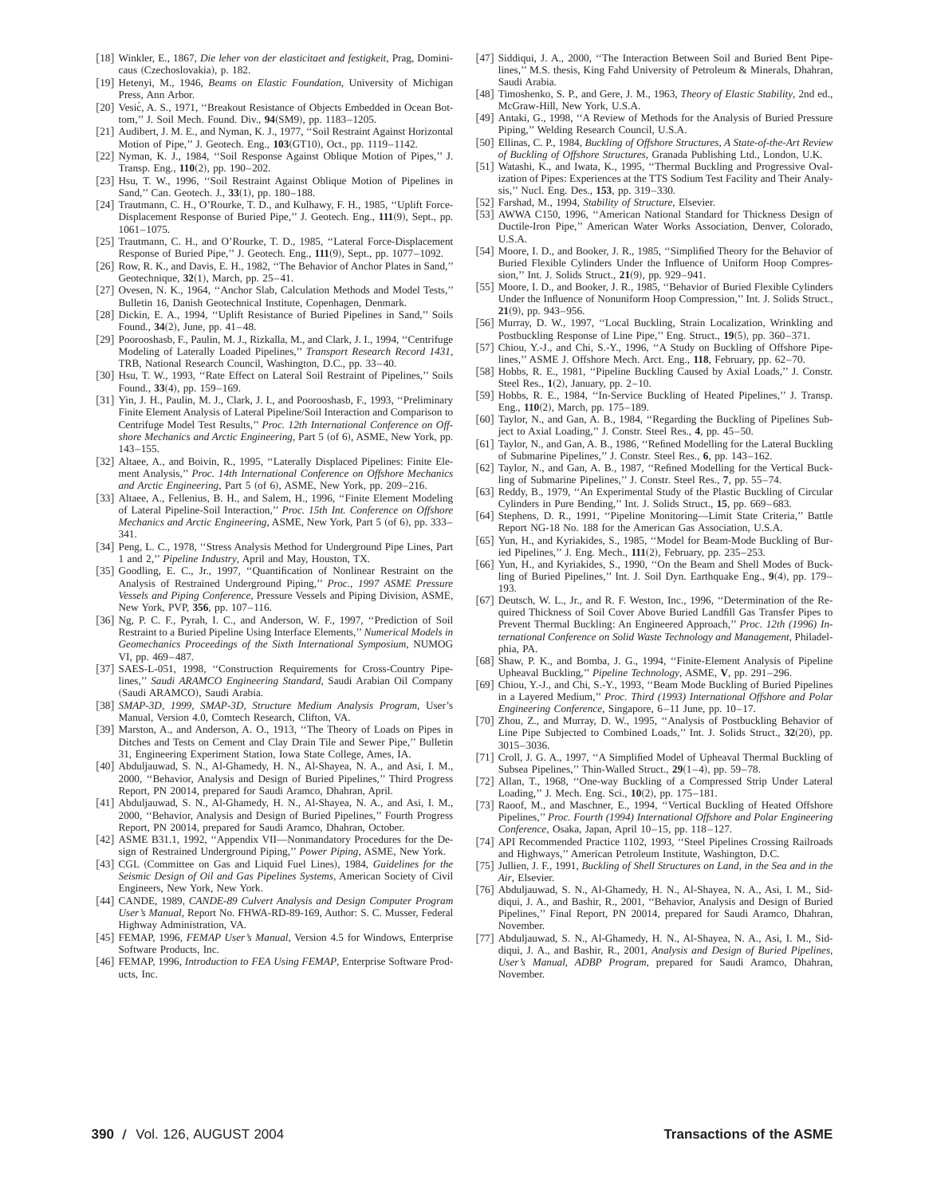[18] Winkler, E., 1867, *Die leher von der elasticitaet and festigkeit*, Prag, Dominicaus (Czechoslovakia), p. 182.

[19] Hetenyi, M., 1946, *Beams on Elastic Foundation*, University of Michigan Press, Ann Arbor.

[20] Vesić, A. S., 1971, "Breakout Resistance of Objects Embedded in Ocean Bottom," J. Soil Mech. Found. Div., **94**(SM9), pp. 1183–1205.

[21] Audibert, J. M. E., and Nyman, K. J., 1977, "Soil Restraint Against Horizontal Motion of Pipe," J. Geotech. Eng., **103**(GT10), Oct., pp. 1119–1142.

[22] Nyman, K. J., 1984, "Soil Response Against Oblique Motion of Pipes," J. Transp. Eng., **110**(2), pp. 190–202.

[23] Hsu, T. W., 1996, "Soil Restraint Against Oblique Motion of Pipelines in Sand," Can. Geotech. J., **33**(1), pp. 180–188.

[24] Trautmann, C. H., O'Rourke, T. D., and Kulhawy, F. H., 1985, "Uplift Force-Displacement Response of Buried Pipe," J. Geotech. Eng., **111**(9), Sept., pp. 1061–1075.

[25] Trautmann, C. H., and O'Rourke, T. D., 1985, "Lateral Force-Displacement Response of Buried Pipe," J. Geotech. Eng., **111**(9), Sept., pp. 1077–1092.

[26] Row, R. K., and Davis, E. H., 1982, "The Behavior of Anchor Plates in Sand," Geotechnique, **32**(1), March, pp. 25–41.

[27] Ovesen, N. K., 1964, "Anchor Slab, Calculation Methods and Model Tests," Bulletin 16, Danish Geotechnical Institute, Copenhagen, Denmark.

[28] Dickin, E. A., 1994, "Uplift Resistance of Buried Pipelines in Sand," Soils Found., **34**(2), June, pp. 41–48.

[29] Poorooshasb, F., Paulin, M. J., Rizkalla, M., and Clark, J. I., 1994, "Centrifuge Modeling of Laterally Loaded Pipelines," *Transport Research Record 1431*, TRB, National Research Council, Washington, D.C., pp. 33–40.

[30] Hsu, T. W., 1993, "Rate Effect on Lateral Soil Restraint of Pipelines," Soils Found., **33**(4), pp. 159–169.

[31] Yin, J. H., Paulin, M. J., Clark, J. I., and Poorooshasb, F., 1993, "Preliminary Finite Element Analysis of Lateral Pipeline/Soil Interaction and Comparison to Centrifuge Model Test Results," *Proc. 12th International Conference on Offshore Mechanics and Arctic Engineering*, Part 5 (of 6), ASME, New York, pp. 143–155.

[32] Altaee, A., and Boivin, R., 1995, "Laterally Displaced Pipelines: Finite Element Analysis," *Proc. 14th International Conference on Offshore Mechanics and Arctic Engineering*, Part 5 (of 6), ASME, New York, pp. 209–216.

[33] Altaee, A., Fellenius, B. H., and Salem, H., 1996, "Finite Element Modeling of Lateral Pipeline-Soil Interaction," *Proc. 15th Int. Conference on Offshore Mechanics and Arctic Engineering*, ASME, New York, Part 5 (of 6), pp. 333–341.

[34] Peng, L. C., 1978, "Stress Analysis Method for Underground Pipe Lines, Part 1 and 2," *Pipeline Industry*, April and May, Houston, TX.

[35] Goodling, E. C., Jr., 1997, "Quantification of Nonlinear Restraint on the Analysis of Restrained Underground Piping," *Proc., 1997 ASME Pressure Vessels and Piping Conference*, Pressure Vessels and Piping Division, ASME, New York, PVP, **356**, pp. 107–116.

[36] Ng, P. C. F., Pyrah, I. C., and Anderson, W. F., 1997, "Prediction of Soil Restraint to a Buried Pipeline Using Interface Elements," *Numerical Models in Geomechanics Proceedings of the Sixth International Symposium*, NUMOG VI, pp. 469–487.

[37] SAES-L-051, 1998, "Construction Requirements for Cross-Country Pipelines," *Saudi ARAMCO Engineering Standard*, Saudi Arabian Oil Company (Saudi ARAMCO), Saudi Arabia.

[38] *SMAP-3D, 1999, SMAP-3D, Structure Medium Analysis Program*, User's Manual, Version 4.0, Comtech Research, Clifton, VA.

[39] Marston, A., and Anderson, A. O., 1913, "The Theory of Loads on Pipes in Ditches and Tests on Cement and Clay Drain Tile and Sewer Pipe," Bulletin 31, Engineering Experiment Station, Iowa State College, Ames, IA.

[40] Abduljauwad, S. N., Al-Ghamedy, H. N., Al-Shayea, N. A., and Asi, I. M., 2000, "Behavior, Analysis and Design of Buried Pipelines," Third Progress Report, PN 20014, prepared for Saudi Aramco, Dhahran, April.

[41] Abduljauwad, S. N., Al-Ghamedy, H. N., Al-Shayea, N. A., and Asi, I. M., 2000, "Behavior, Analysis and Design of Buried Pipelines," Fourth Progress Report, PN 20014, prepared for Saudi Aramco, Dhahran, October.

[42] ASME B31.1, 1992, "Appendix VII—Nonmandatory Procedures for the Design of Restrained Underground Piping," *Power Piping*, ASME, New York.

[43] CGL (Committee on Gas and Liquid Fuel Lines), 1984, *Guidelines for the Seismic Design of Oil and Gas Pipelines Systems*, American Society of Civil Engineers, New York, New York.

[44] CANDE, 1989, *CANDE-89 Culvert Analysis and Design Computer Program User's Manual*, Report No. FHWA-RD-89-169, Author: S. C. Musser, Federal Highway Administration, VA.

[45] FEMAP, 1996, *FEMAP User's Manual*, Version 4.5 for Windows, Enterprise Software Products, Inc.

[46] FEMAP, 1996, *Introduction to FEA Using FEMAP*, Enterprise Software Products, Inc.

[47] Siddiqui, J. A., 2000, "The Interaction Between Soil and Buried Bent Pipelines," M.S. thesis, King Fahd University of Petroleum & Minerals, Dhahran, Saudi Arabia.

[48] Timoshenko, S. P., and Gere, J. M., 1963, *Theory of Elastic Stability*, 2nd ed., McGraw-Hill, New York, U.S.A.

[49] Antaki, G., 1998, "A Review of Methods for the Analysis of Buried Pressure Piping," Welding Research Council, U.S.A.

[50] Ellinas, C. P., 1984, *Buckling of Offshore Structures, A State-of-the-Art Review of Buckling of Offshore Structures*, Granada Publishing Ltd., London, U.K.

[51] Watashi, K., and Iwata, K., 1995, "Thermal Buckling and Progressive Ovalization of Pipes: Experiences at the TTS Sodium Test Facility and Their Analysis," Nucl. Eng. Des., **153**, pp. 319–330.

[52] Farshad, M., 1994, *Stability of Structure*, Elsevier.

[53] AWWA C150, 1996, "American National Standard for Thickness Design of Ductile-Iron Pipe," American Water Works Association, Denver, Colorado, U.S.A.

[54] Moore, I. D., and Booker, J. R., 1985, "Simplified Theory for the Behavior of Buried Flexible Cylinders Under the Influence of Uniform Hoop Compression," Int. J. Solids Struct., **21**(9), pp. 929–941.

[55] Moore, I. D., and Booker, J. R., 1985, "Behavior of Buried Flexible Cylinders Under the Influence of Nonuniform Hoop Compression," Int. J. Solids Struct., **21**(9), pp. 943–956.

[56] Murray, D. W., 1997, "Local Buckling, Strain Localization, Wrinkling and Postbuckling Response of Line Pipe," Eng. Struct., **19**(5), pp. 360–371.

[57] Chiou, Y.-J., and Chi, S.-Y., 1996, "A Study on Buckling of Offshore Pipelines," ASME J. Offshore Mech. Arct. Eng., **118**, February, pp. 62–70.

[58] Hobbs, R. E., 1981, "Pipeline Buckling Caused by Axial Loads," J. Constr. Steel Res., **1**(2), January, pp. 2–10.

[59] Hobbs, R. E., 1984, "In-Service Buckling of Heated Pipelines," J. Transp. Eng., **110**(2), March, pp. 175–189.

[60] Taylor, N., and Gan, A. B., 1984, "Regarding the Buckling of Pipelines Subject to Axial Loading," J. Constr. Steel Res., **4**, pp. 45–50.

[61] Taylor, N., and Gan, A. B., 1986, "Refined Modelling for the Lateral Buckling of Submarine Pipelines," J. Constr. Steel Res., **6**, pp. 143–162.

[62] Taylor, N., and Gan, A. B., 1987, "Refined Modelling for the Vertical Buckling of Submarine Pipelines," J. Constr. Steel Res., **7**, pp. 55–74.

[63] Reddy, B., 1979, "An Experimental Study of the Plastic Buckling of Circular Cylinders in Pure Bending," Int. J. Solids Struct., **15**, pp. 669–683.

[64] Stephens, D. R., 1991, "Pipeline Monitoring—Limit State Criteria," Battle Report NG-18 No. 188 for the American Gas Association, U.S.A.

[65] Yun, H., and Kyriakides, S., 1985, "Model for Beam-Mode Buckling of Buried Pipelines," J. Eng. Mech., **111**(2), February, pp. 235–253.

[66] Yun, H., and Kyriakides, S., 1990, "On the Beam and Shell Modes of Buckling of Buried Pipelines," Int. J. Soil Dyn. Earthquake Eng., **9**(4), pp. 179–193.

[67] Deutsch, W. L., Jr., and R. F. Weston, Inc., 1996, "Determination of the Required Thickness of Soil Cover Above Buried Landfill Gas Transfer Pipes to Prevent Thermal Buckling: An Engineered Approach," *Proc. 12th (1996) International Conference on Solid Waste Technology and Management*, Philadelphia, PA.

[68] Shaw, P. K., and Bomba, J. G., 1994, "Finite-Element Analysis of Pipeline Upheaval Buckling," *Pipeline Technology*, ASME, **V**, pp. 291–296.

[69] Chiou, Y.-J., and Chi, S.-Y., 1993, "Beam Mode Buckling of Buried Pipelines in a Layered Medium," *Proc. Third (1993) International Offshore and Polar Engineering Conference*, Singapore, 6–11 June, pp. 10–17.

[70] Zhou, Z., and Murray, D. W., 1995, "Analysis of Postbuckling Behavior of Line Pipe Subjected to Combined Loads," Int. J. Solids Struct., **32**(20), pp. 3015–3036.

[71] Croll, J. G. A., 1997, "A Simplified Model of Upheaval Thermal Buckling of Subsea Pipelines," Thin-Walled Struct., **29**(1–4), pp. 59–78.

[72] Allan, T., 1968, "One-way Buckling of a Compressed Strip Under Lateral Loading," J. Mech. Eng. Sci., **10**(2), pp. 175–181.

[73] Raoof, M., and Maschner, E., 1994, "Vertical Buckling of Heated Offshore Pipelines," *Proc. Fourth (1994) International Offshore and Polar Engineering Conference*, Osaka, Japan, April 10–15, pp. 118–127.

[74] API Recommended Practice 1102, 1993, "Steel Pipelines Crossing Railroads and Highways," American Petroleum Institute, Washington, D.C.

[75] Jullien, J. F., 1991, *Buckling of Shell Structures on Land, in the Sea and in the Air*, Elsevier.

[76] Abduljauwad, S. N., Al-Ghamedy, H. N., Al-Shayea, N. A., Asi, I. M., Siddiqui, J. A., and Bashir, R., 2001, "Behavior, Analysis and Design of Buried Pipelines," Final Report, PN 20014, prepared for Saudi Aramco, Dhahran, November.

[77] Abduljauwad, S. N., Al-Ghamedy, H. N., Al-Shayea, N. A., Asi, I. M., Siddiqui, J. A., and Bashir, R., 2001, *Analysis and Design of Buried Pipelines, User's Manual, ADBP Program*, prepared for Saudi Aramco, Dhahran, November.